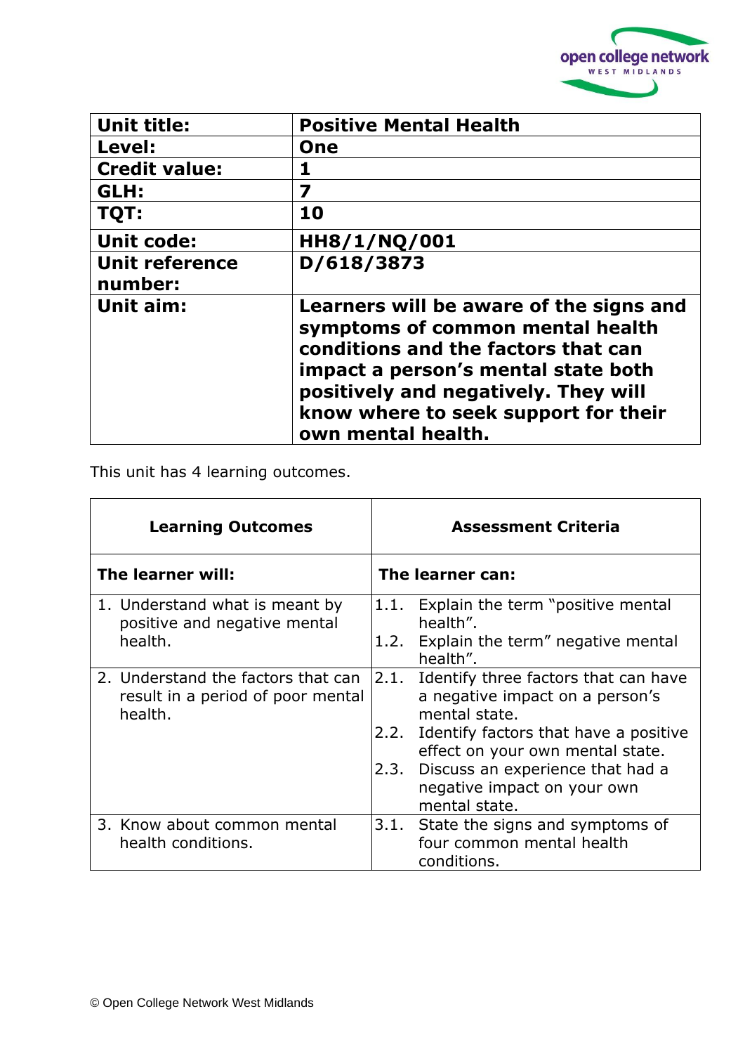| Unit title: | **Positive Mental Health** |
|---|---|
| **Level:** | **One** |
| **Credit value:** | **1** |
| **GLH:** | **7** |
| **TQT:** | **10** |
| **Unit code:** | **HH8/1/NQ/001** |
| **Unit reference number:** | **D/618/3873** |
| **Unit aim:** | **Learners will be aware of the signs and symptoms of common mental health conditions and the factors that can impact a person's mental state both positively and negatively. They will know where to seek support for their own mental health.** |

This unit has 4 learning outcomes.

| Learning Outcomes | Assessment Criteria |
|---|---|
| **The learner will:** | **The learner can:** |
| 1. Understand what is meant by positive and negative mental health. | 1.1. Explain the term "positive mental health".<br>1.2. Explain the term" negative mental health". |
| 2. Understand the factors that can result in a period of poor mental health. | 2.1. Identify three factors that can have a negative impact on a person's mental state.<br>2.2. Identify factors that have a positive effect on your own mental state.<br>2.3. Discuss an experience that had a negative impact on your own mental state. |
| 3. Know about common mental health conditions. | 3.1. State the signs and symptoms of four common mental health conditions. |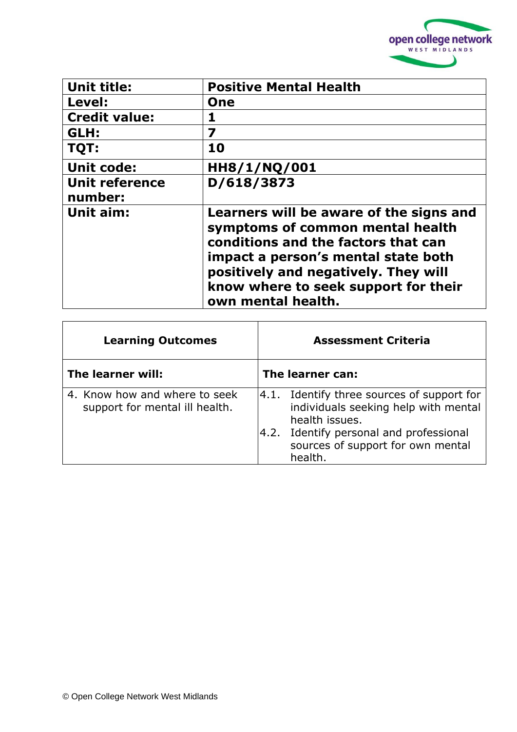| Unit title: | Positive Mental Health |
|---|---|
| Level: | One |
| Credit value: | 1 |
| GLH: | 7 |
| TQT: | 10 |
| Unit code: | HH8/1/NQ/001 |
| Unit reference number: | D/618/3873 |
| Unit aim: | Learners will be aware of the signs and symptoms of common mental health conditions and the factors that can impact a person's mental state both positively and negatively. They will know where to seek support for their own mental health. |

| Learning Outcomes | Assessment Criteria |
|---|---|
| **The learner will:** | **The learner can:** |
| 4. Know how and where to seek support for mental ill health. | 4.1. Identify three sources of support for individuals seeking help with mental health issues.<br>4.2. Identify personal and professional sources of support for own mental health. |

© Open College Network West Midlands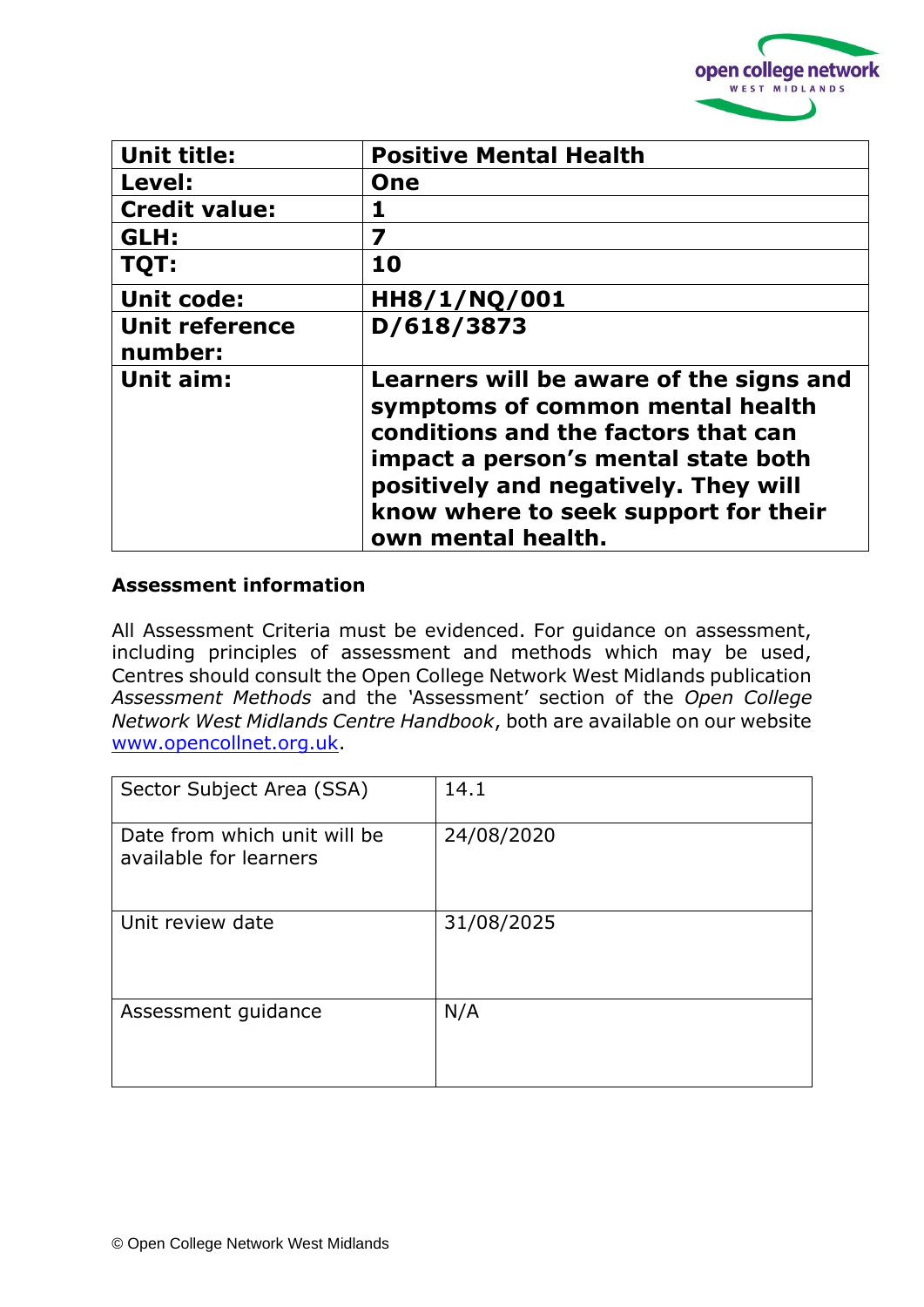| | |
|---|---|
| **Unit title:** | **Positive Mental Health** |
| **Level:** | **One** |
| **Credit value:** | **1** |
| **GLH:** | **7** |
| **TQT:** | **10** |
| **Unit code:** | **HH8/1/NQ/001** |
| **Unit reference number:** | **D/618/3873** |
| **Unit aim:** | **Learners will be aware of the signs and symptoms of common mental health conditions and the factors that can impact a person's mental state both positively and negatively. They will know where to seek support for their own mental health.** |

**Assessment information**

All Assessment Criteria must be evidenced. For guidance on assessment, including principles of assessment and methods which may be used, Centres should consult the Open College Network West Midlands publication *Assessment Methods* and the 'Assessment' section of the *Open College Network West Midlands Centre Handbook*, both are available on our website www.opencollnet.org.uk.

| | |
|---|---|
| Sector Subject Area (SSA) | 14.1 |
| Date from which unit will be available for learners | 24/08/2020 |
| Unit review date | 31/08/2025 |
| Assessment guidance | N/A |